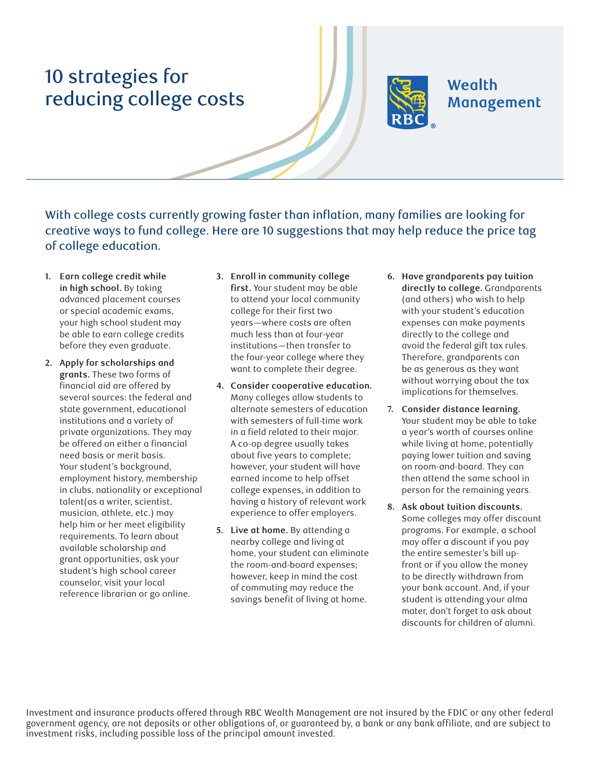# 10 strategies for reducing college costs

Wealth Management

**With college costs currently growing faster than inflation, many families are looking for creative ways to fund college. Here are 10 suggestions that may help reduce the price tag of college education.**

1. **Earn college credit while in high school.** By taking advanced placement courses or special academic exams, your high school student may be able to earn college credits before they even graduate.

2. **Apply for scholarships and grants.** These two forms of financial aid are offered by several sources: the federal and state government, educational institutions and a variety of private organizations. They may be offered on either a financial need basis or merit basis. Your student's background, employment history, membership in clubs, nationality or exceptional talent(as a writer, scientist, musician, athlete, etc.) may help him or her meet eligibility requirements. To learn about available scholarship and grant opportunities, ask your student's high school career counselor, visit your local reference librarian or go online.

3. **Enroll in community college first.** Your student may be able to attend your local community college for their first two years—where costs are often much less than at four-year institutions—then transfer to the four-year college where they want to complete their degree.

4. **Consider cooperative education.** Many colleges allow students to alternate semesters of education with semesters of full-time work in a field related to their major. A co-op degree usually takes about five years to complete; however, your student will have earned income to help offset college expenses, in addition to having a history of relevant work experience to offer employers.

5. **Live at home.** By attending a nearby college and living at home, your student can eliminate the room-and-board expenses; however, keep in mind the cost of commuting may reduce the savings benefit of living at home.

6. **Have grandparents pay tuition directly to college.** Grandparents (and others) who wish to help with your student's education expenses can make payments directly to the college and avoid the federal gift tax rules. Therefore, grandparents can be as generous as they want without worrying about the tax implications for themselves.

7. **Consider distance learning.** Your student may be able to take a year's worth of courses online while living at home, potentially paying lower tuition and saving on room-and-board. They can then attend the same school in person for the remaining years.

8. **Ask about tuition discounts.** Some colleges may offer discount programs. For example, a school may offer a discount if you pay the entire semester's bill up-front or if you allow the money to be directly withdrawn from your bank account. And, if your student is attending your alma mater, don't forget to ask about discounts for children of alumni.

Investment and insurance products offered through RBC Wealth Management are not insured by the FDIC or any other federal government agency, are not deposits or other obligations of, or guaranteed by, a bank or any bank affiliate, and are subject to investment risks, including possible loss of the principal amount invested.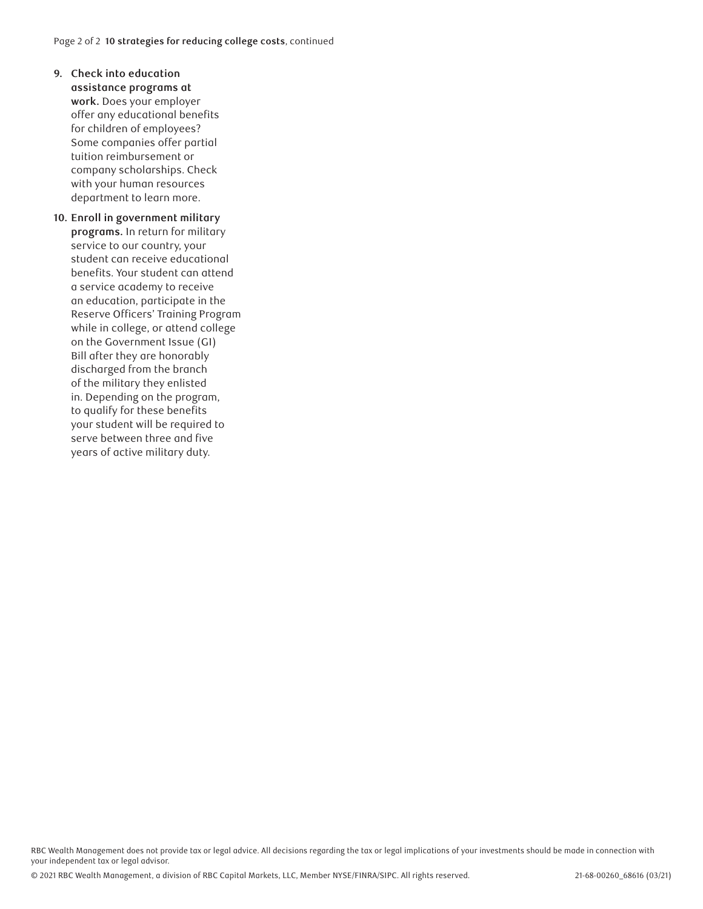9. **Check into education assistance programs at work.** Does your employer offer any educational benefits for children of employees? Some companies offer partial tuition reimbursement or company scholarships. Check with your human resources department to learn more.

10. **Enroll in government military programs.** In return for military service to our country, your student can receive educational benefits. Your student can attend a service academy to receive an education, participate in the Reserve Officers' Training Program while in college, or attend college on the Government Issue (GI) Bill after they are honorably discharged from the branch of the military they enlisted in. Depending on the program, to qualify for these benefits your student will be required to serve between three and five years of active military duty.

RBC Wealth Management does not provide tax or legal advice. All decisions regarding the tax or legal implications of your investments should be made in connection with your independent tax or legal advisor.

© 2021 RBC Wealth Management, a division of RBC Capital Markets, LLC, Member NYSE/FINRA/SIPC. All rights reserved. 21-68-00260_68616 (03/21)